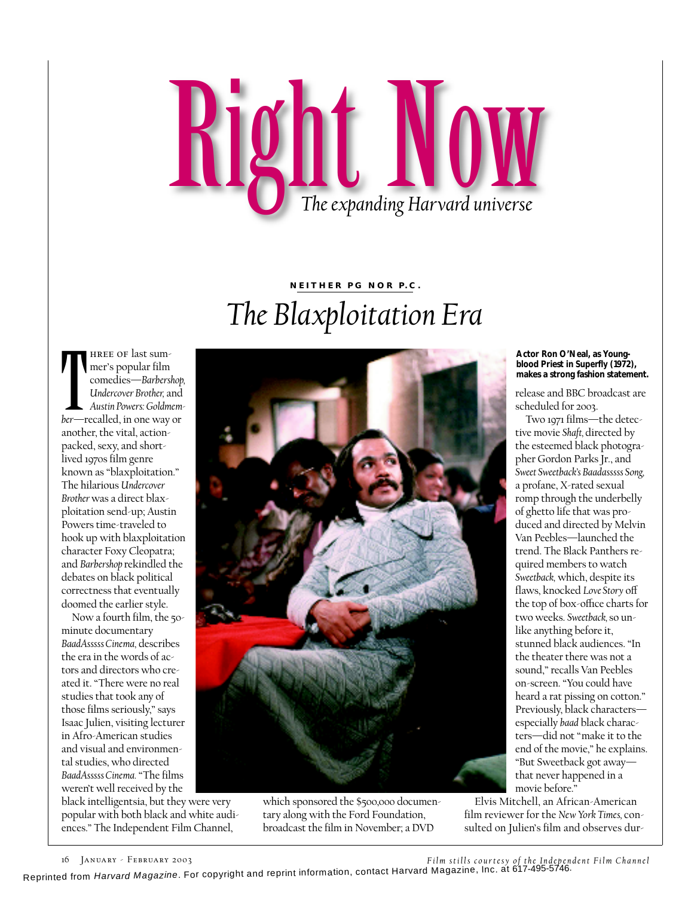# Right Now

*The expanding Harvard universe*

**NEITHER PG NOR P.C.**

## *The Blaxploitation Era*

Three of last summer's popular film comedies—*Barbershop, Undercover Brother,* and *Austin Powers: Goldmember*—recalled, in one way or another, the vital, action-packed, sexy, and short-lived 1970s film genre known as "blaxploitation." The hilarious *Undercover Brother* was a direct blaxploitation send-up; Austin Powers time-traveled to hook up with blaxploitation character Foxy Cleopatra; and *Barbershop* rekindled the debates on black political correctness that eventually doomed the earlier style.

Now a fourth film, the 50-minute documentary *BaadAsssss Cinema,* describes the era in the words of actors and directors who created it. "There were no real studies that took any of those films seriously," says Isaac Julien, visiting lecturer in Afro-American studies and visual and environmental studies, who directed *BaadAsssss Cinema.* "The films weren't well received by the black intelligentsia, but they were very popular with both black and white audiences." The Independent Film Channel, which sponsored the $500,000 documentary along with the Ford Foundation, broadcast the film in November; a DVD release and BBC broadcast are scheduled for 2003.

**Actor Ron O'Neal, as Youngblood Priest in Superfly (1972), makes a strong fashion statement.**

Two 1971 films—the detective movie *Shaft,* directed by the esteemed black photographer Gordon Parks Jr., and *Sweet Sweetback's Baadasssss Song,* a profane, X-rated sexual romp through the underbelly of ghetto life that was produced and directed by Melvin Van Peebles—launched the trend. The Black Panthers required members to watch *Sweetback,* which, despite its flaws, knocked *Love Story* off the top of box-office charts for two weeks. *Sweetback,* so unlike anything before it, stunned black audiences. "In the theater there was not a sound," recalls Van Peebles on-screen. "You could have heard a rat pissing on cotton." Previously, black characters—especially *baad* black characters—did not "make it to the end of the movie," he explains. "But Sweetback got away—that never happened in a movie before."

Elvis Mitchell, an African-American film reviewer for the *New York Times,* consulted on Julien's film and observes dur-

*Film stills courtesy of the Independent Film Channel*

Reprinted from *Harvard Magazine*. For copyright and reprint information, contact Harvard Magazine, Inc. at 617-495-5746.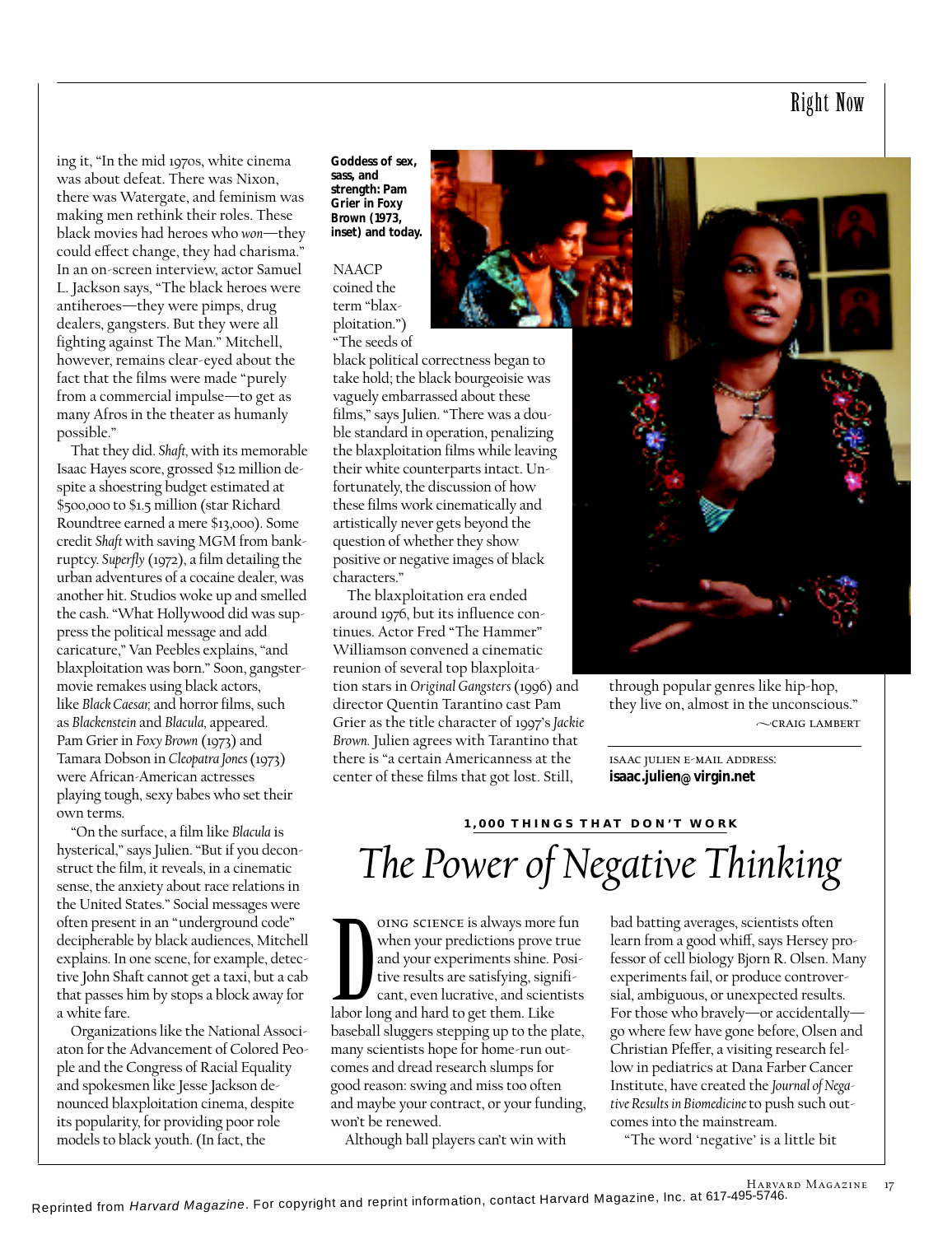ing it, "In the mid 1970s, white cinema was about defeat. There was Nixon, there was Watergate, and feminism was making men rethink their roles. These black movies had heroes who *won*—they could effect change, they had charisma." In an on-screen interview, actor Samuel L. Jackson says, "The black heroes were antiheroes—they were pimps, drug dealers, gangsters. But they were all fighting against The Man." Mitchell, however, remains clear-eyed about the fact that the films were made "purely from a commercial impulse—to get as many Afros in the theater as humanly possible."

That they did. *Shaft,* with its memorable Isaac Hayes score, grossed $12 million despite a shoestring budget estimated at $500,000 to $1.5 million (star Richard Roundtree earned a mere $13,000). Some credit *Shaft* with saving MGM from bankruptcy. *Superfly* (1972), a film detailing the urban adventures of a cocaine dealer, was another hit. Studios woke up and smelled the cash. "What Hollywood did was suppress the political message and add caricature," Van Peebles explains, "and blaxploitation was born." Soon, gangster-movie remakes using black actors, like *Black Caesar,* and horror films, such as *Blackenstein* and *Blacula,* appeared. Pam Grier in *Foxy Brown* (1973) and Tamara Dobson in *Cleopatra Jones* (1973) were African-American actresses playing tough, sexy babes who set their own terms.

"On the surface, a film like *Blacula* is hysterical," says Julien. "But if you deconstruct the film, it reveals, in a cinematic sense, the anxiety about race relations in the United States." Social messages were often present in an "underground code" decipherable by black audiences, Mitchell explains. In one scene, for example, detective John Shaft cannot get a taxi, but a cab that passes him by stops a block away for a white fare.

Organizations like the National Associaton for the Advancement of Colored People and the Congress of Racial Equality and spokesmen like Jesse Jackson denounced blaxploitation cinema, despite its popularity, for providing poor role models to black youth. (In fact, the NAACP coined the term "blaxploitation.") "The seeds of black political correctness began to take hold; the black bourgeoisie was vaguely embarrassed about these films," says Julien. "There was a double standard in operation, penalizing the blaxploitation films while leaving their white counterparts intact. Unfortunately, the discussion of how these films work cinematically and artistically never gets beyond the question of whether they show positive or negative images of black characters."

**Goddess of sex, sass, and strength: Pam Grier in Foxy Brown (1973, inset) and today.**

The blaxploitation era ended around 1976, but its influence continues. Actor Fred "The Hammer" Williamson convened a cinematic reunion of several top blaxploitation stars in *Original Gangsters* (1996) and director Quentin Tarantino cast Pam Grier as the title character of 1997's *Jackie Brown.* Julien agrees with Tarantino that there is "a certain Americanness at the center of these films that got lost. Still, through popular genres like hip-hop, they live on, almost in the unconscious."

~CRAIG LAMBERT

ISAAC JULIEN E-MAIL ADDRESS:
**isaac.julien@virgin.net**

**1,000 THINGS THAT DON'T WORK**

# *The Power of Negative Thinking*

Doing science is always more fun when your predictions prove true and your experiments shine. Positive results are satisfying, significant, even lucrative, and scientists labor long and hard to get them. Like baseball sluggers stepping up to the plate, many scientists hope for home-run outcomes and dread research slumps for good reason: swing and miss too often and maybe your contract, or your funding, won't be renewed.

Although ball players can't win with bad batting averages, scientists often learn from a good whiff, says Hersey professor of cell biology Bjorn R. Olsen. Many experiments fail, or produce controversial, ambiguous, or unexpected results. For those who bravely—or accidentally—go where few have gone before, Olsen and Christian Pfeffer, a visiting research fellow in pediatrics at Dana Farber Cancer Institute, have created the *Journal of Negative Results in Biomedicine* to push such outcomes into the mainstream.

"The word 'negative' is a little bit

Reprinted from *Harvard Magazine*. For copyright and reprint information, contact Harvard Magazine, Inc. at 617-495-5746.